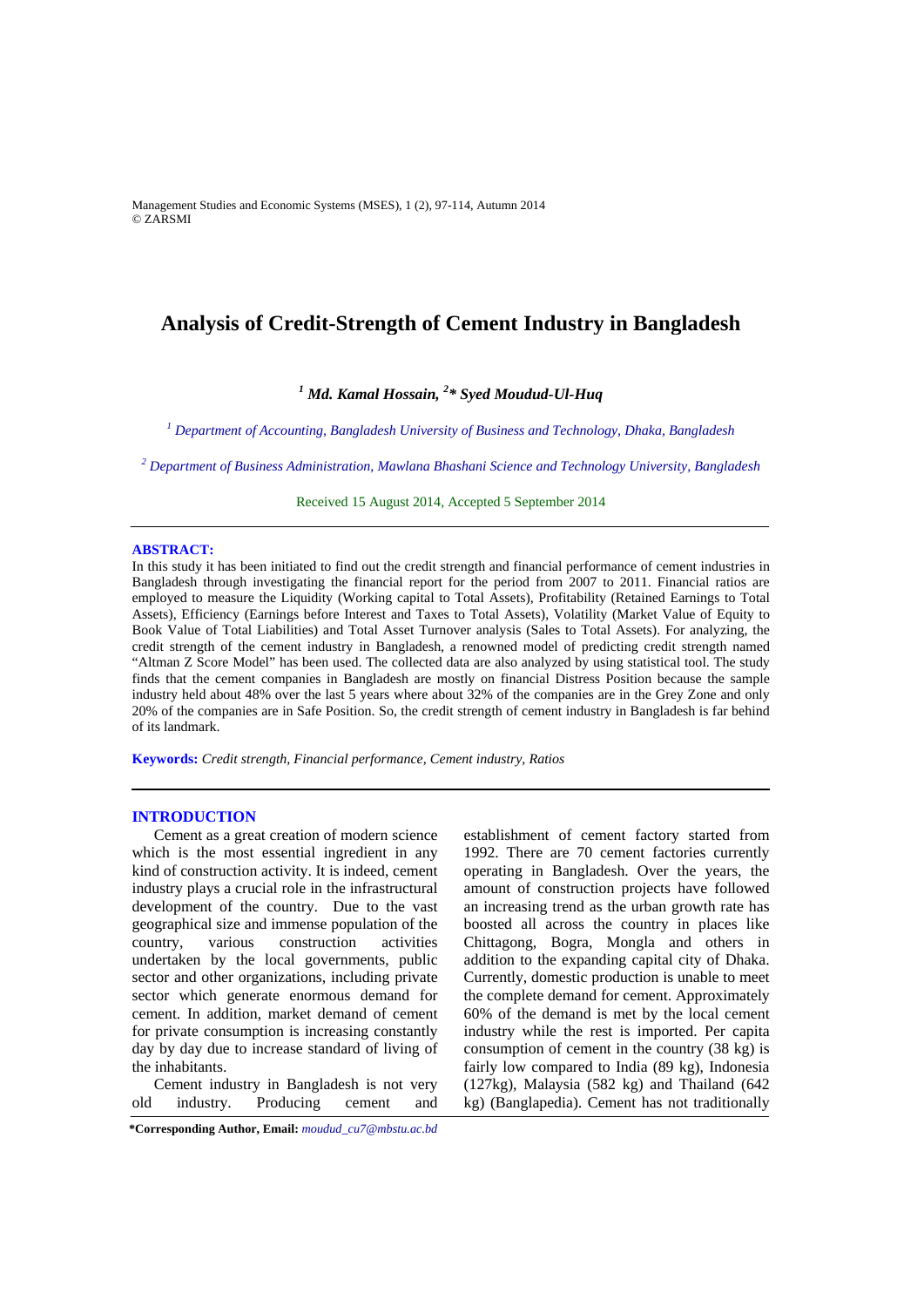# Analysis of Credit-Strength of Cement Industry in Bangladesh

***[1] Md. Kamal Hossain, [2]\* Syed Moudud-Ul-Huq***

*[1] Department of Accounting, Bangladesh University of Business and Technology, Dhaka, Bangladesh*

*[2] Department of Business Administration, Mawlana Bhashani Science and Technology University, Bangladesh*

Received 15 August 2014, Accepted 5 September 2014

---

**ABSTRACT:**

In this study it has been initiated to find out the credit strength and financial performance of cement industries in Bangladesh through investigating the financial report for the period from 2007 to 2011. Financial ratios are employed to measure the Liquidity (Working capital to Total Assets), Profitability (Retained Earnings to Total Assets), Efficiency (Earnings before Interest and Taxes to Total Assets), Volatility (Market Value of Equity to Book Value of Total Liabilities) and Total Asset Turnover analysis (Sales to Total Assets). For analyzing, the credit strength of the cement industry in Bangladesh, a renowned model of predicting credit strength named "Altman Z Score Model" has been used. The collected data are also analyzed by using statistical tool. The study finds that the cement companies in Bangladesh are mostly on financial Distress Position because the sample industry held about 48% over the last 5 years where about 32% of the companies are in the Grey Zone and only 20% of the companies are in Safe Position. So, the credit strength of cement industry in Bangladesh is far behind of its landmark.

**Keywords:** *Credit strength, Financial performance, Cement industry, Ratios*

---

## INTRODUCTION

Cement as a great creation of modern science which is the most essential ingredient in any kind of construction activity. It is indeed, cement industry plays a crucial role in the infrastructural development of the country. Due to the vast geographical size and immense population of the country, various construction activities undertaken by the local governments, public sector and other organizations, including private sector which generate enormous demand for cement. In addition, market demand of cement for private consumption is increasing constantly day by day due to increase standard of living of the inhabitants.

Cement industry in Bangladesh is not very old industry. Producing cement and establishment of cement factory started from 1992. There are 70 cement factories currently operating in Bangladesh. Over the years, the amount of construction projects have followed an increasing trend as the urban growth rate has boosted all across the country in places like Chittagong, Bogra, Mongla and others in addition to the expanding capital city of Dhaka. Currently, domestic production is unable to meet the complete demand for cement. Approximately 60% of the demand is met by the local cement industry while the rest is imported. Per capita consumption of cement in the country (38 kg) is fairly low compared to India (89 kg), Indonesia (127kg), Malaysia (582 kg) and Thailand (642 kg) (Banglapedia). Cement has not traditionally

**\*Corresponding Author, Email:** *moudud_cu7@mbstu.ac.bd*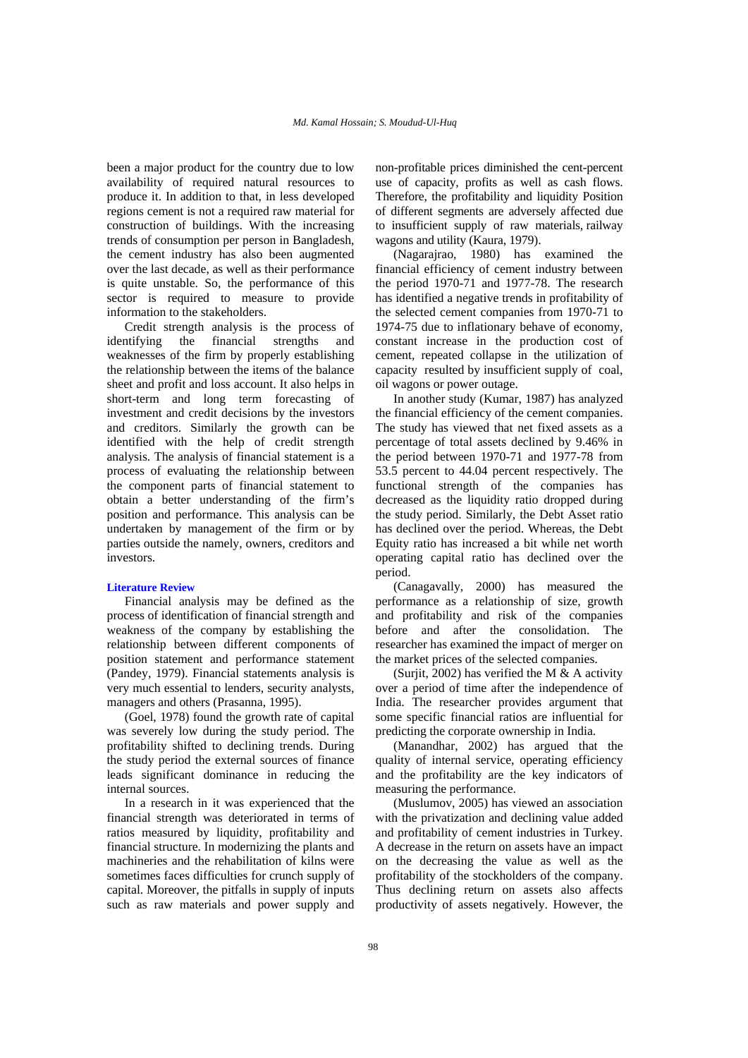been a major product for the country due to low availability of required natural resources to produce it. In addition to that, in less developed regions cement is not a required raw material for construction of buildings. With the increasing trends of consumption per person in Bangladesh, the cement industry has also been augmented over the last decade, as well as their performance is quite unstable. So, the performance of this sector is required to measure to provide information to the stakeholders.

Credit strength analysis is the process of identifying the financial strengths and weaknesses of the firm by properly establishing the relationship between the items of the balance sheet and profit and loss account. It also helps in short-term and long term forecasting of investment and credit decisions by the investors and creditors. Similarly the growth can be identified with the help of credit strength analysis. The analysis of financial statement is a process of evaluating the relationship between the component parts of financial statement to obtain a better understanding of the firm's position and performance. This analysis can be undertaken by management of the firm or by parties outside the namely, owners, creditors and investors.

## Literature Review

Financial analysis may be defined as the process of identification of financial strength and weakness of the company by establishing the relationship between different components of position statement and performance statement (Pandey, 1979). Financial statements analysis is very much essential to lenders, security analysts, managers and others (Prasanna, 1995).

(Goel, 1978) found the growth rate of capital was severely low during the study period. The profitability shifted to declining trends. During the study period the external sources of finance leads significant dominance in reducing the internal sources.

In a research in it was experienced that the financial strength was deteriorated in terms of ratios measured by liquidity, profitability and financial structure. In modernizing the plants and machineries and the rehabilitation of kilns were sometimes faces difficulties for crunch supply of capital. Moreover, the pitfalls in supply of inputs such as raw materials and power supply and non-profitable prices diminished the cent-percent use of capacity, profits as well as cash flows. Therefore, the profitability and liquidity Position of different segments are adversely affected due to insufficient supply of raw materials, railway wagons and utility (Kaura, 1979).

(Nagarajrao, 1980) has examined the financial efficiency of cement industry between the period 1970-71 and 1977-78. The research has identified a negative trends in profitability of the selected cement companies from 1970-71 to 1974-75 due to inflationary behave of economy, constant increase in the production cost of cement, repeated collapse in the utilization of capacity resulted by insufficient supply of coal, oil wagons or power outage.

In another study (Kumar, 1987) has analyzed the financial efficiency of the cement companies. The study has viewed that net fixed assets as a percentage of total assets declined by 9.46% in the period between 1970-71 and 1977-78 from 53.5 percent to 44.04 percent respectively. The functional strength of the companies has decreased as the liquidity ratio dropped during the study period. Similarly, the Debt Asset ratio has declined over the period. Whereas, the Debt Equity ratio has increased a bit while net worth operating capital ratio has declined over the period.

(Canagavally, 2000) has measured the performance as a relationship of size, growth and profitability and risk of the companies before and after the consolidation. The researcher has examined the impact of merger on the market prices of the selected companies.

(Surjit, 2002) has verified the M & A activity over a period of time after the independence of India. The researcher provides argument that some specific financial ratios are influential for predicting the corporate ownership in India.

(Manandhar, 2002) has argued that the quality of internal service, operating efficiency and the profitability are the key indicators of measuring the performance.

(Muslumov, 2005) has viewed an association with the privatization and declining value added and profitability of cement industries in Turkey. A decrease in the return on assets have an impact on the decreasing the value as well as the profitability of the stockholders of the company. Thus declining return on assets also affects productivity of assets negatively. However, the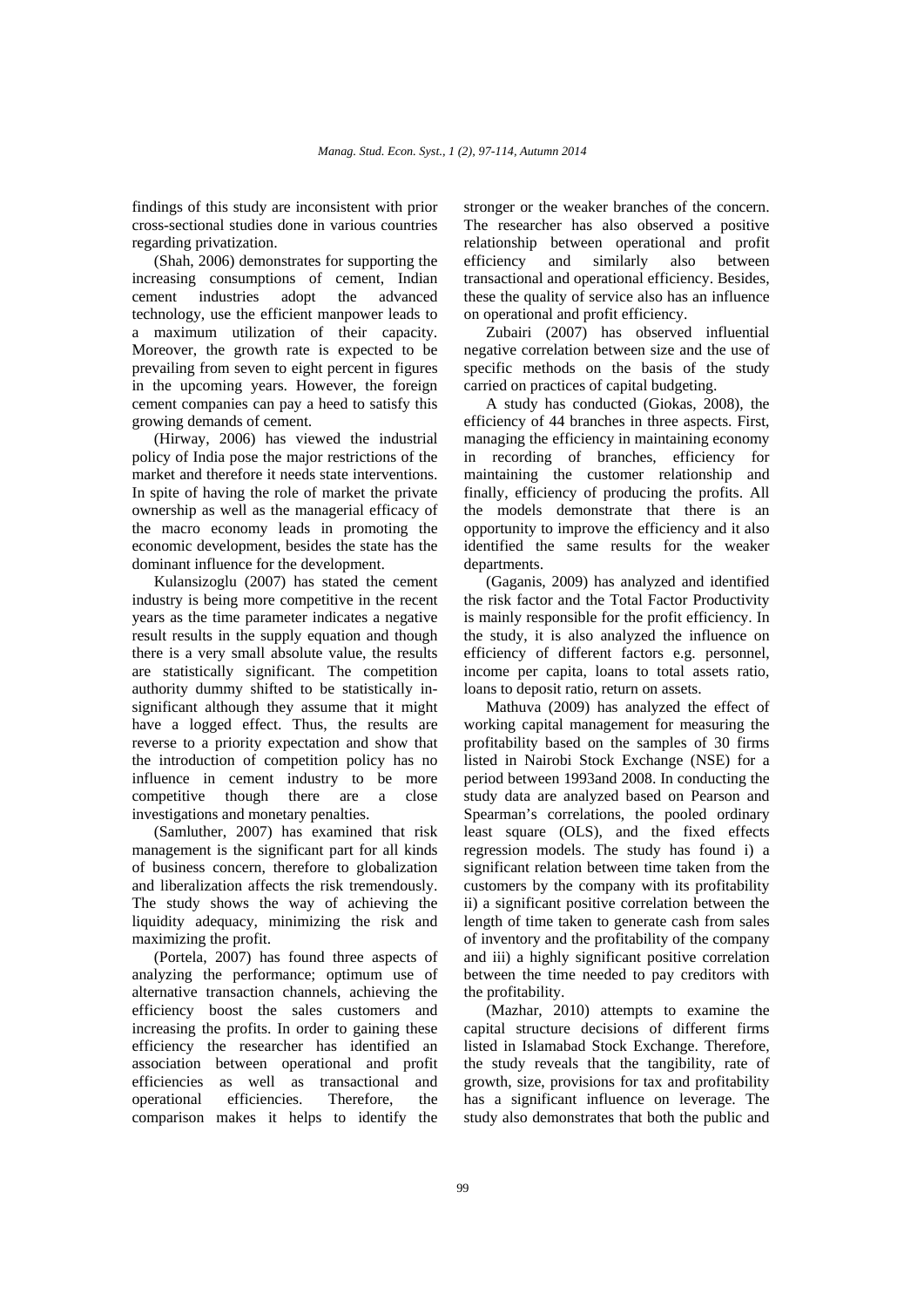findings of this study are inconsistent with prior cross-sectional studies done in various countries regarding privatization.

(Shah, 2006) demonstrates for supporting the increasing consumptions of cement, Indian cement industries adopt the advanced technology, use the efficient manpower leads to a maximum utilization of their capacity. Moreover, the growth rate is expected to be prevailing from seven to eight percent in figures in the upcoming years. However, the foreign cement companies can pay a heed to satisfy this growing demands of cement.

(Hirway, 2006) has viewed the industrial policy of India pose the major restrictions of the market and therefore it needs state interventions. In spite of having the role of market the private ownership as well as the managerial efficacy of the macro economy leads in promoting the economic development, besides the state has the dominant influence for the development.

Kulansizoglu (2007) has stated the cement industry is being more competitive in the recent years as the time parameter indicates a negative result results in the supply equation and though there is a very small absolute value, the results are statistically significant. The competition authority dummy shifted to be statistically in-significant although they assume that it might have a logged effect. Thus, the results are reverse to a priority expectation and show that the introduction of competition policy has no influence in cement industry to be more competitive though there are a close investigations and monetary penalties.

(Samluther, 2007) has examined that risk management is the significant part for all kinds of business concern, therefore to globalization and liberalization affects the risk tremendously. The study shows the way of achieving the liquidity adequacy, minimizing the risk and maximizing the profit.

(Portela, 2007) has found three aspects of analyzing the performance; optimum use of alternative transaction channels, achieving the efficiency boost the sales customers and increasing the profits. In order to gaining these efficiency the researcher has identified an association between operational and profit efficiencies as well as transactional and operational efficiencies. Therefore, the comparison makes it helps to identify the stronger or the weaker branches of the concern. The researcher has also observed a positive relationship between operational and profit efficiency and similarly also between transactional and operational efficiency. Besides, these the quality of service also has an influence on operational and profit efficiency.

Zubairi (2007) has observed influential negative correlation between size and the use of specific methods on the basis of the study carried on practices of capital budgeting.

A study has conducted (Giokas, 2008), the efficiency of 44 branches in three aspects. First, managing the efficiency in maintaining economy in recording of branches, efficiency for maintaining the customer relationship and finally, efficiency of producing the profits. All the models demonstrate that there is an opportunity to improve the efficiency and it also identified the same results for the weaker departments.

(Gaganis, 2009) has analyzed and identified the risk factor and the Total Factor Productivity is mainly responsible for the profit efficiency. In the study, it is also analyzed the influence on efficiency of different factors e.g. personnel, income per capita, loans to total assets ratio, loans to deposit ratio, return on assets.

Mathuva (2009) has analyzed the effect of working capital management for measuring the profitability based on the samples of 30 firms listed in Nairobi Stock Exchange (NSE) for a period between 1993and 2008. In conducting the study data are analyzed based on Pearson and Spearman's correlations, the pooled ordinary least square (OLS), and the fixed effects regression models. The study has found i) a significant relation between time taken from the customers by the company with its profitability ii) a significant positive correlation between the length of time taken to generate cash from sales of inventory and the profitability of the company and iii) a highly significant positive correlation between the time needed to pay creditors with the profitability.

(Mazhar, 2010) attempts to examine the capital structure decisions of different firms listed in Islamabad Stock Exchange. Therefore, the study reveals that the tangibility, rate of growth, size, provisions for tax and profitability has a significant influence on leverage. The study also demonstrates that both the public and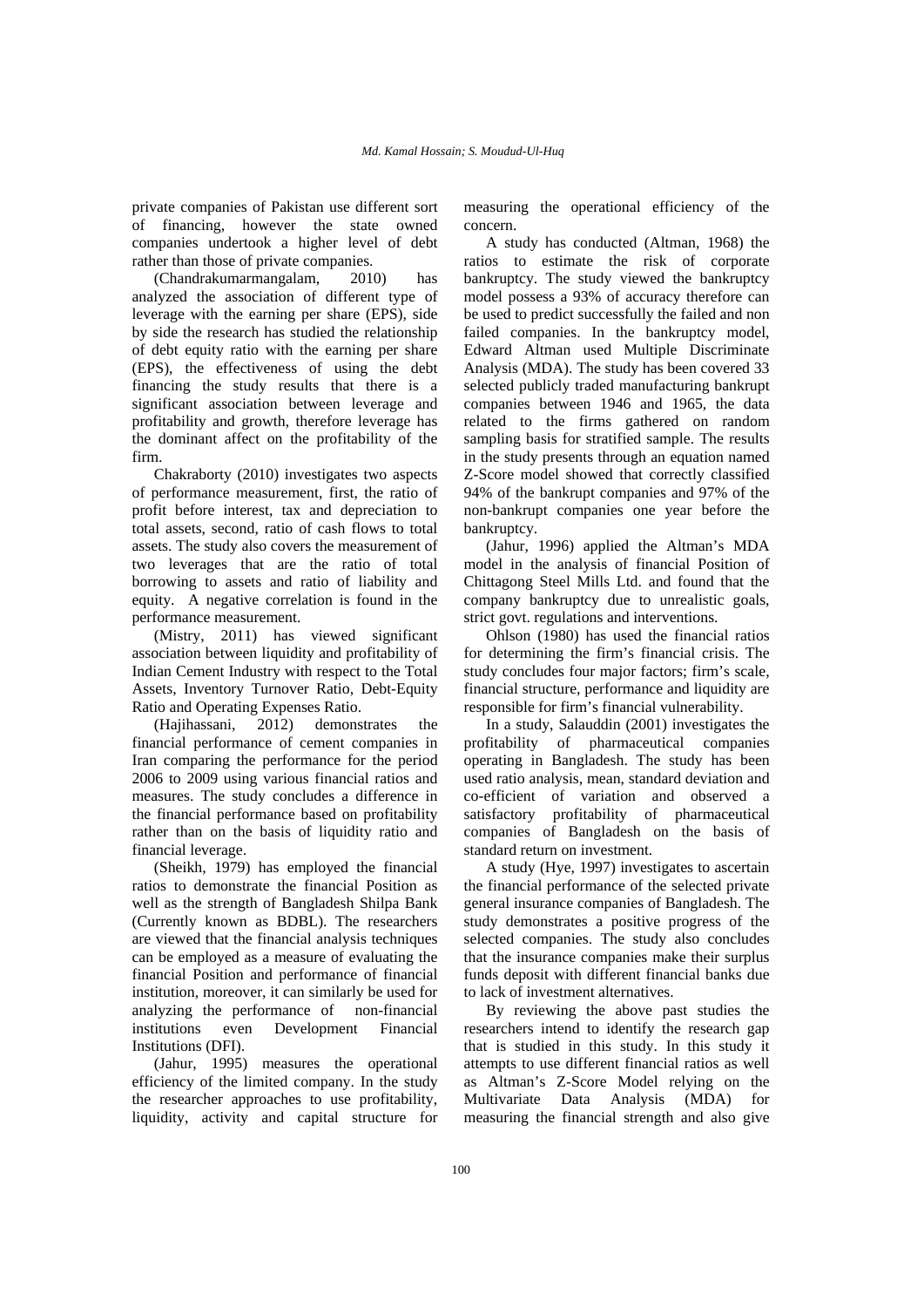private companies of Pakistan use different sort of financing, however the state owned companies undertook a higher level of debt rather than those of private companies.

(Chandrakumarmangalam, 2010) has analyzed the association of different type of leverage with the earning per share (EPS), side by side the research has studied the relationship of debt equity ratio with the earning per share (EPS), the effectiveness of using the debt financing the study results that there is a significant association between leverage and profitability and growth, therefore leverage has the dominant affect on the profitability of the firm.

Chakraborty (2010) investigates two aspects of performance measurement, first, the ratio of profit before interest, tax and depreciation to total assets, second, ratio of cash flows to total assets. The study also covers the measurement of two leverages that are the ratio of total borrowing to assets and ratio of liability and equity. A negative correlation is found in the performance measurement.

(Mistry, 2011) has viewed significant association between liquidity and profitability of Indian Cement Industry with respect to the Total Assets, Inventory Turnover Ratio, Debt-Equity Ratio and Operating Expenses Ratio.

(Hajihassani, 2012) demonstrates the financial performance of cement companies in Iran comparing the performance for the period 2006 to 2009 using various financial ratios and measures. The study concludes a difference in the financial performance based on profitability rather than on the basis of liquidity ratio and financial leverage.

(Sheikh, 1979) has employed the financial ratios to demonstrate the financial Position as well as the strength of Bangladesh Shilpa Bank (Currently known as BDBL). The researchers are viewed that the financial analysis techniques can be employed as a measure of evaluating the financial Position and performance of financial institution, moreover, it can similarly be used for analyzing the performance of non-financial institutions even Development Financial Institutions (DFI).

(Jahur, 1995) measures the operational efficiency of the limited company. In the study the researcher approaches to use profitability, liquidity, activity and capital structure for measuring the operational efficiency of the concern.

A study has conducted (Altman, 1968) the ratios to estimate the risk of corporate bankruptcy. The study viewed the bankruptcy model possess a 93% of accuracy therefore can be used to predict successfully the failed and non failed companies. In the bankruptcy model, Edward Altman used Multiple Discriminate Analysis (MDA). The study has been covered 33 selected publicly traded manufacturing bankrupt companies between 1946 and 1965, the data related to the firms gathered on random sampling basis for stratified sample. The results in the study presents through an equation named Z-Score model showed that correctly classified 94% of the bankrupt companies and 97% of the non-bankrupt companies one year before the bankruptcy.

(Jahur, 1996) applied the Altman's MDA model in the analysis of financial Position of Chittagong Steel Mills Ltd. and found that the company bankruptcy due to unrealistic goals, strict govt. regulations and interventions.

Ohlson (1980) has used the financial ratios for determining the firm's financial crisis. The study concludes four major factors; firm's scale, financial structure, performance and liquidity are responsible for firm's financial vulnerability.

In a study, Salauddin (2001) investigates the profitability of pharmaceutical companies operating in Bangladesh. The study has been used ratio analysis, mean, standard deviation and co-efficient of variation and observed a satisfactory profitability of pharmaceutical companies of Bangladesh on the basis of standard return on investment.

A study (Hye, 1997) investigates to ascertain the financial performance of the selected private general insurance companies of Bangladesh. The study demonstrates a positive progress of the selected companies. The study also concludes that the insurance companies make their surplus funds deposit with different financial banks due to lack of investment alternatives.

By reviewing the above past studies the researchers intend to identify the research gap that is studied in this study. In this study it attempts to use different financial ratios as well as Altman's Z-Score Model relying on the Multivariate Data Analysis (MDA) for measuring the financial strength and also give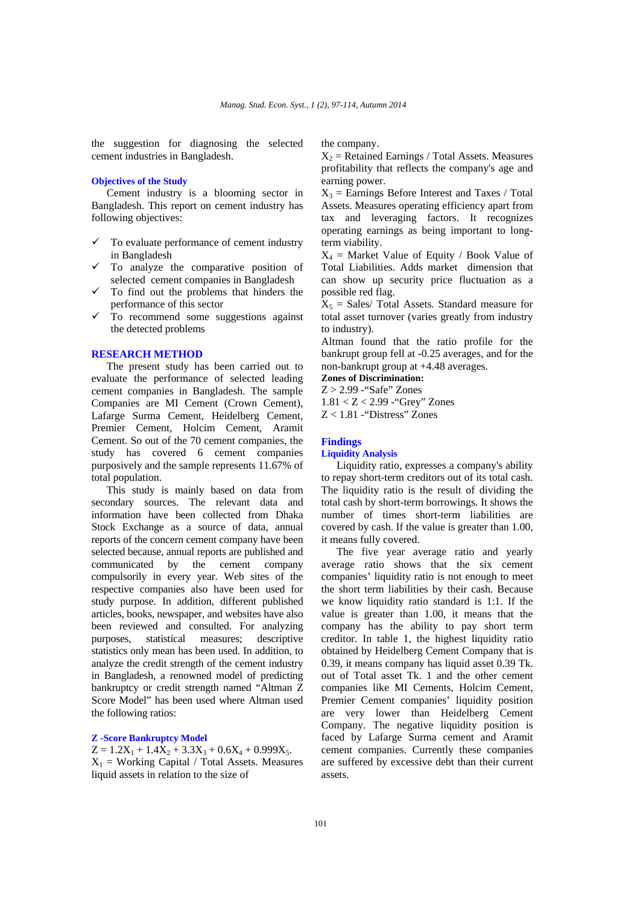the suggestion for diagnosing the selected cement industries in Bangladesh.

### Objectives of the Study

Cement industry is a blooming sector in Bangladesh. This report on cement industry has following objectives:

- ✓ To evaluate performance of cement industry in Bangladesh
- ✓ To analyze the comparative position of selected cement companies in Bangladesh
- ✓ To find out the problems that hinders the performance of this sector
- ✓ To recommend some suggestions against the detected problems

## RESEARCH METHOD

The present study has been carried out to evaluate the performance of selected leading cement companies in Bangladesh. The sample Companies are MI Cement (Crown Cement), Lafarge Surma Cement, Heidelberg Cement, Premier Cement, Holcim Cement, Aramit Cement. So out of the 70 cement companies, the study has covered 6 cement companies purposively and the sample represents 11.67% of total population.

This study is mainly based on data from secondary sources. The relevant data and information have been collected from Dhaka Stock Exchange as a source of data, annual reports of the concern cement company have been selected because, annual reports are published and communicated by the cement company compulsorily in every year. Web sites of the respective companies also have been used for study purpose. In addition, different published articles, books, newspaper, and websites have also been reviewed and consulted. For analyzing purposes, statistical measures; descriptive statistics only mean has been used. In addition, to analyze the credit strength of the cement industry in Bangladesh, a renowned model of predicting bankruptcy or credit strength named "Altman Z Score Model" has been used where Altman used the following ratios:

### Z -Score Bankruptcy Model

$Z = 1.2X_1 + 1.4X_2 + 3.3X_3 + 0.6X_4 + 0.999X_5$.

$X_1$ = Working Capital / Total Assets. Measures liquid assets in relation to the size of the company.

$X_2$ = Retained Earnings / Total Assets. Measures profitability that reflects the company's age and earning power.

$X_3$ = Earnings Before Interest and Taxes / Total Assets. Measures operating efficiency apart from tax and leveraging factors. It recognizes operating earnings as being important to long-term viability.

$X_4$ = Market Value of Equity / Book Value of Total Liabilities. Adds market dimension that can show up security price fluctuation as a possible red flag.

$X_5$ = Sales/ Total Assets. Standard measure for total asset turnover (varies greatly from industry to industry).

Altman found that the ratio profile for the bankrupt group fell at -0.25 averages, and for the non-bankrupt group at +4.48 averages.

**Zones of Discrimination:**

$Z > 2.99$ -"Safe" Zones

$1.81 < Z < 2.99$ -"Grey" Zones

$Z < 1.81$ -"Distress" Zones

## Findings

### Liquidity Analysis

Liquidity ratio, expresses a company's ability to repay short-term creditors out of its total cash. The liquidity ratio is the result of dividing the total cash by short-term borrowings. It shows the number of times short-term liabilities are covered by cash. If the value is greater than 1.00, it means fully covered.

The five year average ratio and yearly average ratio shows that the six cement companies' liquidity ratio is not enough to meet the short term liabilities by their cash. Because we know liquidity ratio standard is 1:1. If the value is greater than 1.00, it means that the company has the ability to pay short term creditor. In table 1, the highest liquidity ratio obtained by Heidelberg Cement Company that is 0.39, it means company has liquid asset 0.39 Tk. out of Total asset Tk. 1 and the other cement companies like MI Cements, Holcim Cement, Premier Cement companies' liquidity position are very lower than Heidelberg Cement Company. The negative liquidity position is faced by Lafarge Surma cement and Aramit cement companies. Currently these companies are suffered by excessive debt than their current assets.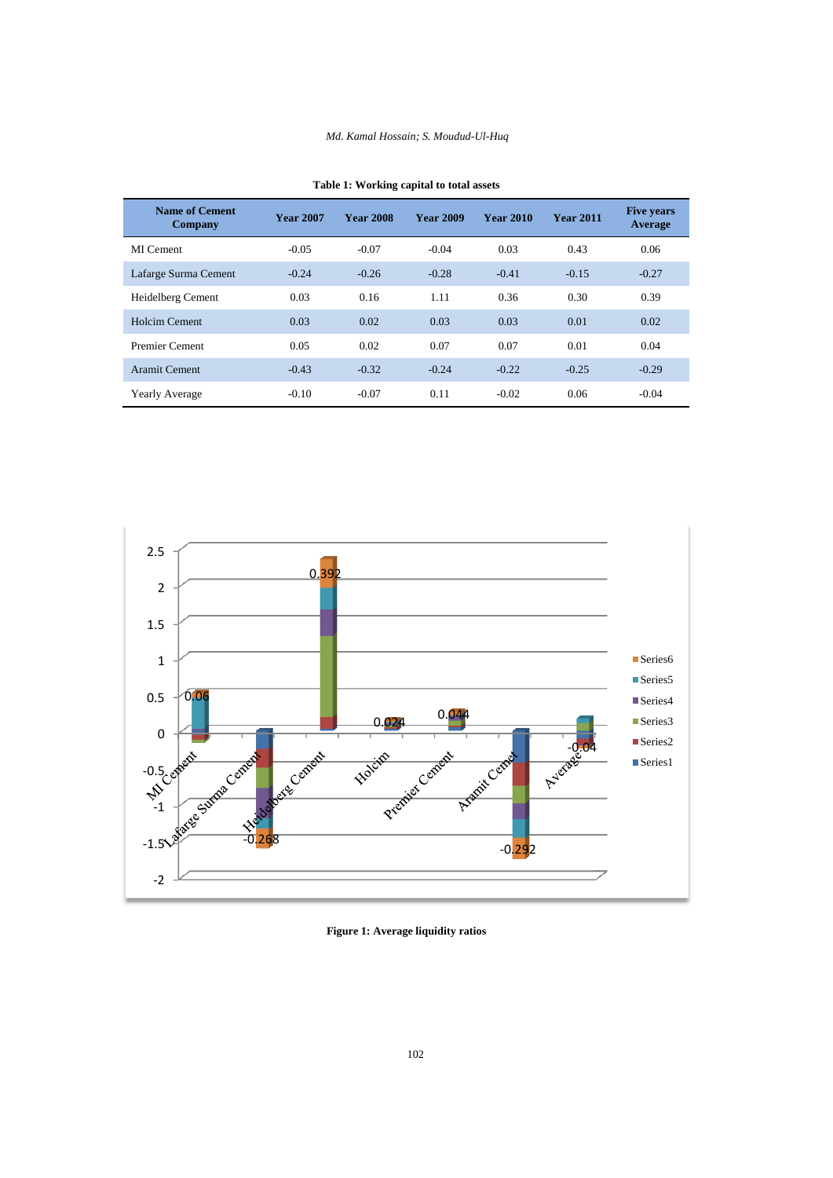**Table 1: Working capital to total assets**

| Name of Cement Company | Year 2007 | Year 2008 | Year 2009 | Year 2010 | Year 2011 | Five years Average |
|---|---|---|---|---|---|---|
| MI Cement | -0.05 | -0.07 | -0.04 | 0.03 | 0.43 | 0.06 |
| Lafarge Surma Cement | -0.24 | -0.26 | -0.28 | -0.41 | -0.15 | -0.27 |
| Heidelberg Cement | 0.03 | 0.16 | 1.11 | 0.36 | 0.30 | 0.39 |
| Holcim Cement | 0.03 | 0.02 | 0.03 | 0.03 | 0.01 | 0.02 |
| Premier Cement | 0.05 | 0.02 | 0.07 | 0.07 | 0.01 | 0.04 |
| Aramit Cement | -0.43 | -0.32 | -0.24 | -0.22 | -0.25 | -0.29 |
| Yearly Average | -0.10 | -0.07 | 0.11 | -0.02 | 0.06 | -0.04 |

**Figure 1: Average liquidity ratios**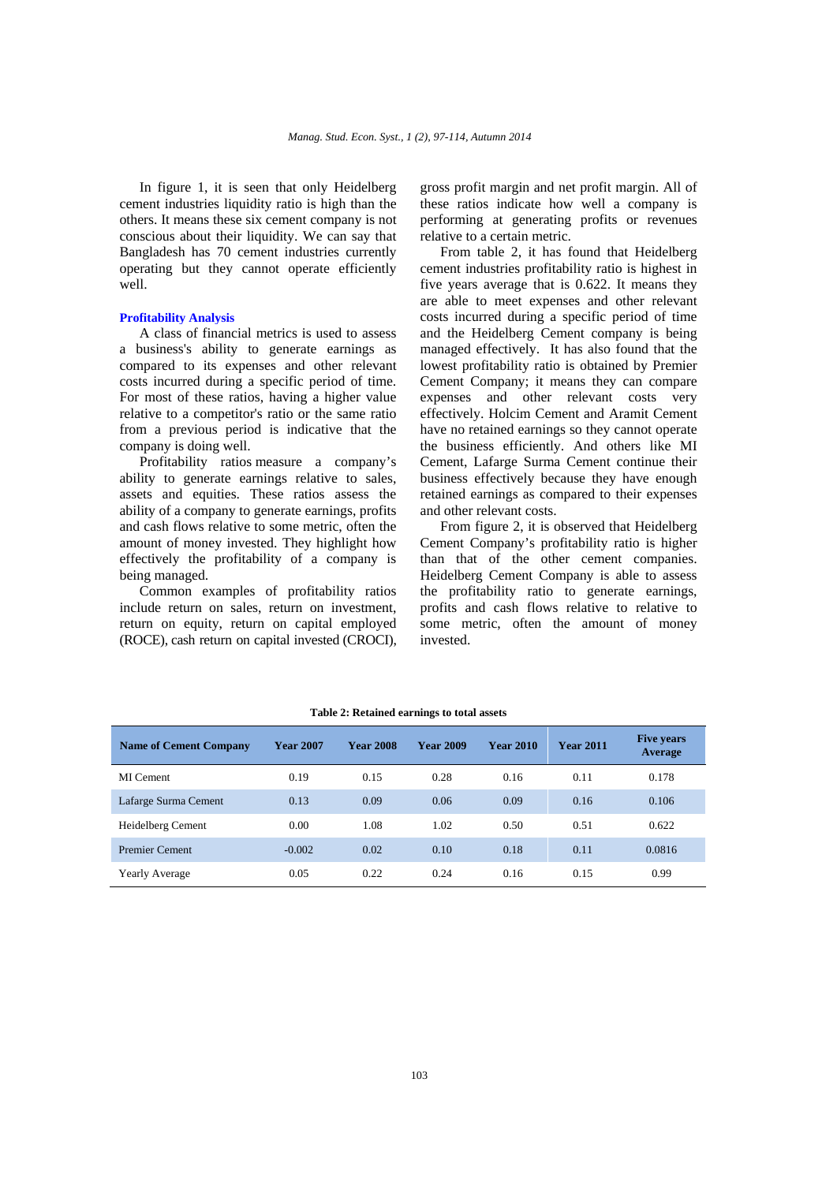In figure 1, it is seen that only Heidelberg cement industries liquidity ratio is high than the others. It means these six cement company is not conscious about their liquidity. We can say that Bangladesh has 70 cement industries currently operating but they cannot operate efficiently well.

**Profitability Analysis**

A class of financial metrics is used to assess a business's ability to generate earnings as compared to its expenses and other relevant costs incurred during a specific period of time. For most of these ratios, having a higher value relative to a competitor's ratio or the same ratio from a previous period is indicative that the company is doing well.

Profitability ratios measure a company's ability to generate earnings relative to sales, assets and equities. These ratios assess the ability of a company to generate earnings, profits and cash flows relative to some metric, often the amount of money invested. They highlight how effectively the profitability of a company is being managed.

Common examples of profitability ratios include return on sales, return on investment, return on equity, return on capital employed (ROCE), cash return on capital invested (CROCI), gross profit margin and net profit margin. All of these ratios indicate how well a company is performing at generating profits or revenues relative to a certain metric.

From table 2, it has found that Heidelberg cement industries profitability ratio is highest in five years average that is 0.622. It means they are able to meet expenses and other relevant costs incurred during a specific period of time and the Heidelberg Cement company is being managed effectively. It has also found that the lowest profitability ratio is obtained by Premier Cement Company; it means they can compare expenses and other relevant costs very effectively. Holcim Cement and Aramit Cement have no retained earnings so they cannot operate the business efficiently. And others like MI Cement, Lafarge Surma Cement continue their business effectively because they have enough retained earnings as compared to their expenses and other relevant costs.

From figure 2, it is observed that Heidelberg Cement Company's profitability ratio is higher than that of the other cement companies. Heidelberg Cement Company is able to assess the profitability ratio to generate earnings, profits and cash flows relative to relative to some metric, often the amount of money invested.

**Table 2: Retained earnings to total assets**

| Name of Cement Company | Year 2007 | Year 2008 | Year 2009 | Year 2010 | Year 2011 | Five years Average |
|---|---|---|---|---|---|---|
| MI Cement | 0.19 | 0.15 | 0.28 | 0.16 | 0.11 | 0.178 |
| Lafarge Surma Cement | 0.13 | 0.09 | 0.06 | 0.09 | 0.16 | 0.106 |
| Heidelberg Cement | 0.00 | 1.08 | 1.02 | 0.50 | 0.51 | 0.622 |
| Premier Cement | -0.002 | 0.02 | 0.10 | 0.18 | 0.11 | 0.0816 |
| Yearly Average | 0.05 | 0.22 | 0.24 | 0.16 | 0.15 | 0.99 |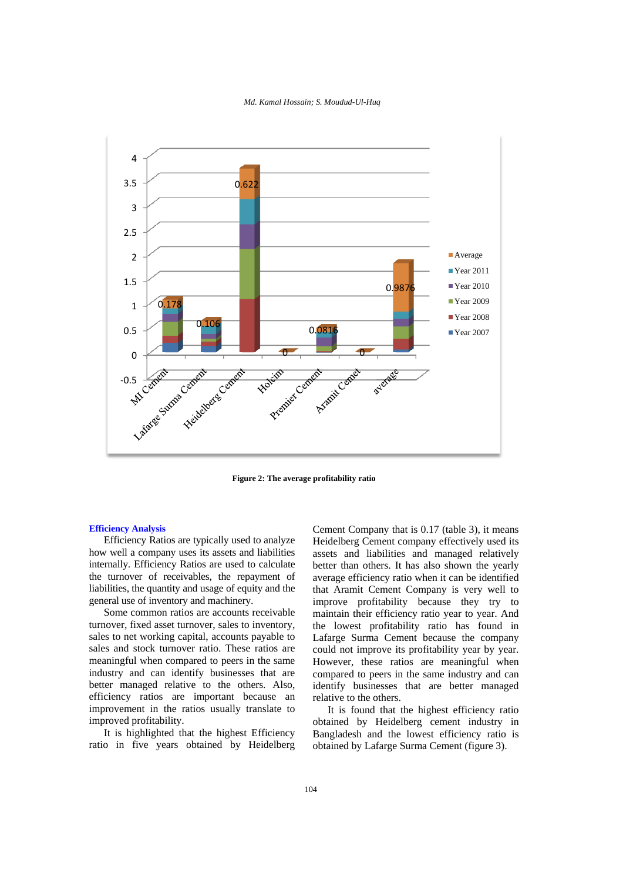**Figure 2: The average profitability ratio**

### Efficiency Analysis

Efficiency Ratios are typically used to analyze how well a company uses its assets and liabilities internally. Efficiency Ratios are used to calculate the turnover of receivables, the repayment of liabilities, the quantity and usage of equity and the general use of inventory and machinery.

Some common ratios are accounts receivable turnover, fixed asset turnover, sales to inventory, sales to net working capital, accounts payable to sales and stock turnover ratio. These ratios are meaningful when compared to peers in the same industry and can identify businesses that are better managed relative to the others. Also, efficiency ratios are important because an improvement in the ratios usually translate to improved profitability.

It is highlighted that the highest Efficiency ratio in five years obtained by Heidelberg Cement Company that is 0.17 (table 3), it means Heidelberg Cement company effectively used its assets and liabilities and managed relatively better than others. It has also shown the yearly average efficiency ratio when it can be identified that Aramit Cement Company is very well to improve profitability because they try to maintain their efficiency ratio year to year. And the lowest profitability ratio has found in Lafarge Surma Cement because the company could not improve its profitability year by year. However, these ratios are meaningful when compared to peers in the same industry and can identify businesses that are better managed relative to the others.

It is found that the highest efficiency ratio obtained by Heidelberg cement industry in Bangladesh and the lowest efficiency ratio is obtained by Lafarge Surma Cement (figure 3).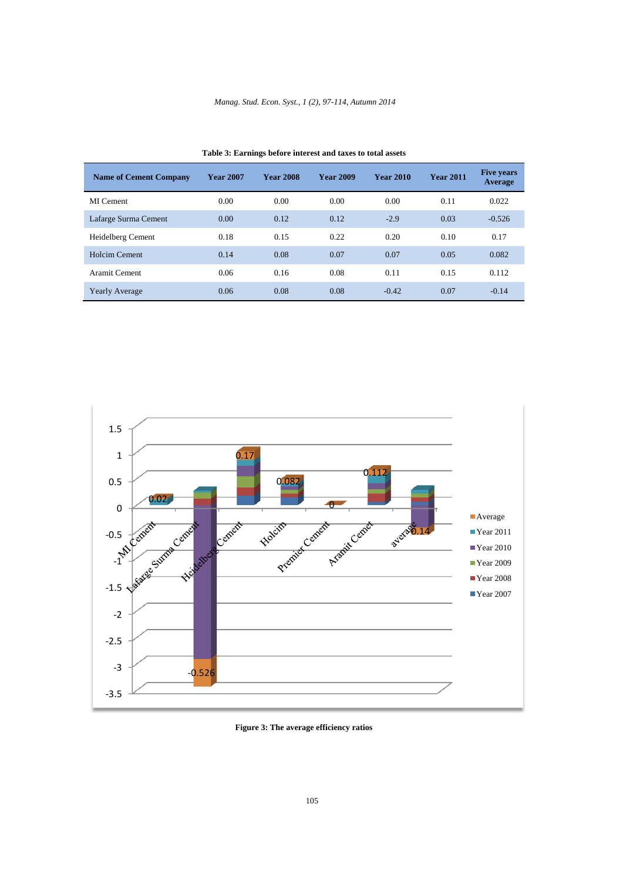**Table 3: Earnings before interest and taxes to total assets**

| Name of Cement Company | Year 2007 | Year 2008 | Year 2009 | Year 2010 | Year 2011 | Five years Average |
|---|---|---|---|---|---|---|
| MI Cement | 0.00 | 0.00 | 0.00 | 0.00 | 0.11 | 0.022 |
| Lafarge Surma Cement | 0.00 | 0.12 | 0.12 | -2.9 | 0.03 | -0.526 |
| Heidelberg Cement | 0.18 | 0.15 | 0.22 | 0.20 | 0.10 | 0.17 |
| Holcim Cement | 0.14 | 0.08 | 0.07 | 0.07 | 0.05 | 0.082 |
| Aramit Cement | 0.06 | 0.16 | 0.08 | 0.11 | 0.15 | 0.112 |
| Yearly Average | 0.06 | 0.08 | 0.08 | -0.42 | 0.07 | -0.14 |

**Figure 3: The average efficiency ratios**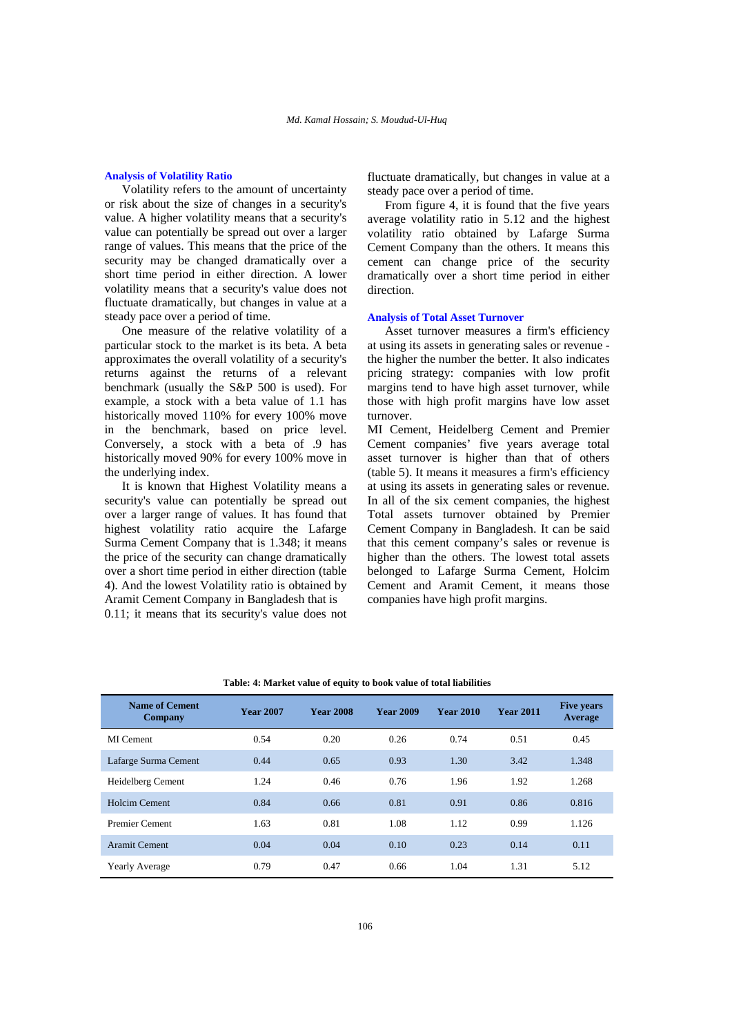### Analysis of Volatility Ratio

Volatility refers to the amount of uncertainty or risk about the size of changes in a security's value. A higher volatility means that a security's value can potentially be spread out over a larger range of values. This means that the price of the security may be changed dramatically over a short time period in either direction. A lower volatility means that a security's value does not fluctuate dramatically, but changes in value at a steady pace over a period of time.

One measure of the relative volatility of a particular stock to the market is its beta. A beta approximates the overall volatility of a security's returns against the returns of a relevant benchmark (usually the S&P 500 is used). For example, a stock with a beta value of 1.1 has historically moved 110% for every 100% move in the benchmark, based on price level. Conversely, a stock with a beta of .9 has historically moved 90% for every 100% move in the underlying index.

It is known that Highest Volatility means a security's value can potentially be spread out over a larger range of values. It has found that highest volatility ratio acquire the Lafarge Surma Cement Company that is 1.348; it means the price of the security can change dramatically over a short time period in either direction (table 4). And the lowest Volatility ratio is obtained by Aramit Cement Company in Bangladesh that is 0.11; it means that its security's value does not fluctuate dramatically, but changes in value at a steady pace over a period of time.

From figure 4, it is found that the five years average volatility ratio in 5.12 and the highest volatility ratio obtained by Lafarge Surma Cement Company than the others. It means this cement can change price of the security dramatically over a short time period in either direction.

### Analysis of Total Asset Turnover

Asset turnover measures a firm's efficiency at using its assets in generating sales or revenue - the higher the number the better. It also indicates pricing strategy: companies with low profit margins tend to have high asset turnover, while those with high profit margins have low asset turnover.

MI Cement, Heidelberg Cement and Premier Cement companies' five years average total asset turnover is higher than that of others (table 5). It means it measures a firm's efficiency at using its assets in generating sales or revenue. In all of the six cement companies, the highest Total assets turnover obtained by Premier Cement Company in Bangladesh. It can be said that this cement company's sales or revenue is higher than the others. The lowest total assets belonged to Lafarge Surma Cement, Holcim Cement and Aramit Cement, it means those companies have high profit margins.

**Table: 4: Market value of equity to book value of total liabilities**

| Name of Cement Company | Year 2007 | Year 2008 | Year 2009 | Year 2010 | Year 2011 | Five years Average |
|---|---|---|---|---|---|---|
| MI Cement | 0.54 | 0.20 | 0.26 | 0.74 | 0.51 | 0.45 |
| Lafarge Surma Cement | 0.44 | 0.65 | 0.93 | 1.30 | 3.42 | 1.348 |
| Heidelberg Cement | 1.24 | 0.46 | 0.76 | 1.96 | 1.92 | 1.268 |
| Holcim Cement | 0.84 | 0.66 | 0.81 | 0.91 | 0.86 | 0.816 |
| Premier Cement | 1.63 | 0.81 | 1.08 | 1.12 | 0.99 | 1.126 |
| Aramit Cement | 0.04 | 0.04 | 0.10 | 0.23 | 0.14 | 0.11 |
| Yearly Average | 0.79 | 0.47 | 0.66 | 1.04 | 1.31 | 5.12 |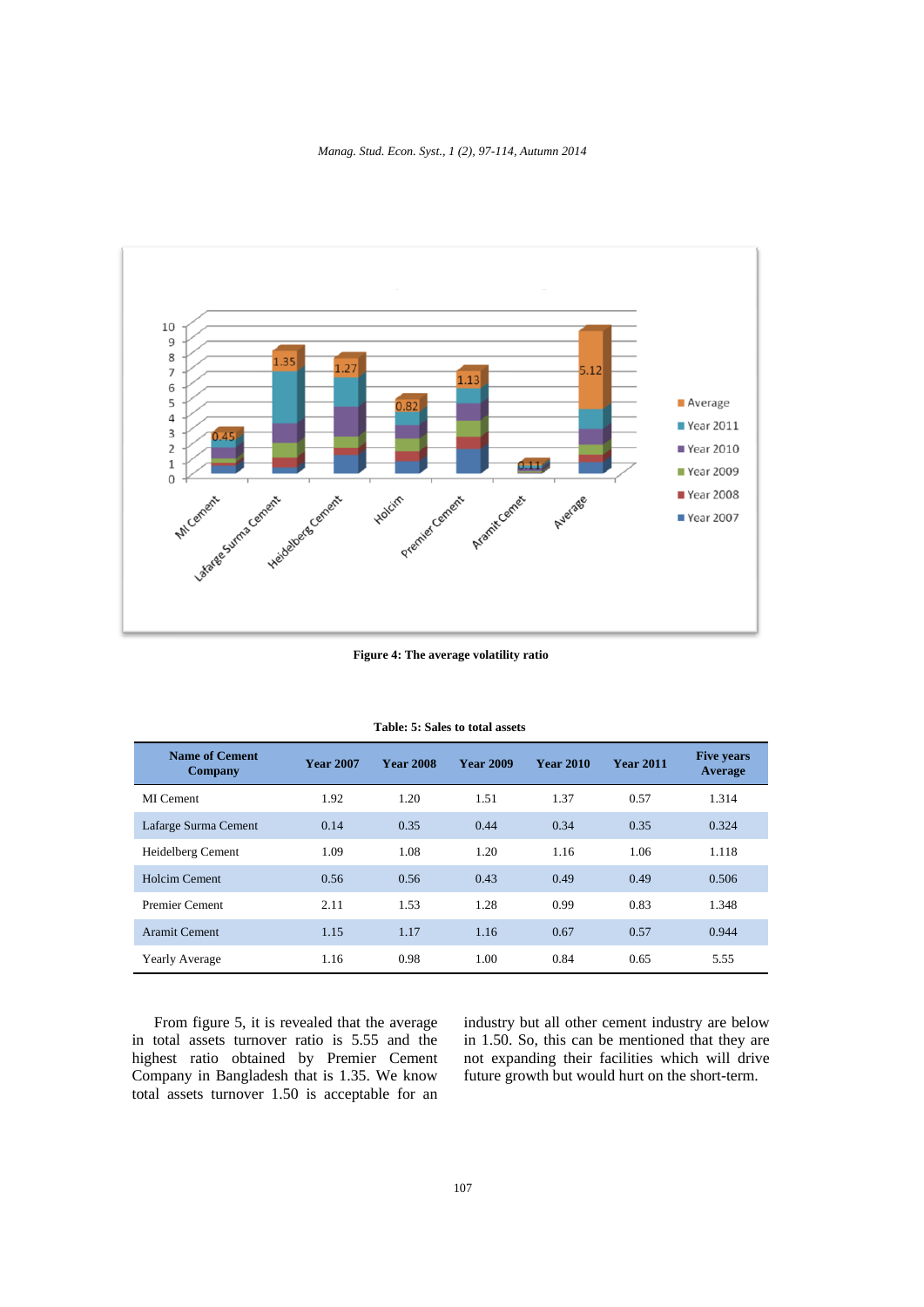**Figure 4: The average volatility ratio**

**Table: 5: Sales to total assets**

| Name of Cement Company | Year 2007 | Year 2008 | Year 2009 | Year 2010 | Year 2011 | Five years Average |
|---|---|---|---|---|---|---|
| MI Cement | 1.92 | 1.20 | 1.51 | 1.37 | 0.57 | 1.314 |
| Lafarge Surma Cement | 0.14 | 0.35 | 0.44 | 0.34 | 0.35 | 0.324 |
| Heidelberg Cement | 1.09 | 1.08 | 1.20 | 1.16 | 1.06 | 1.118 |
| Holcim Cement | 0.56 | 0.56 | 0.43 | 0.49 | 0.49 | 0.506 |
| Premier Cement | 2.11 | 1.53 | 1.28 | 0.99 | 0.83 | 1.348 |
| Aramit Cement | 1.15 | 1.17 | 1.16 | 0.67 | 0.57 | 0.944 |
| Yearly Average | 1.16 | 0.98 | 1.00 | 0.84 | 0.65 | 5.55 |

From figure 5, it is revealed that the average in total assets turnover ratio is 5.55 and the highest ratio obtained by Premier Cement Company in Bangladesh that is 1.35. We know total assets turnover 1.50 is acceptable for an industry but all other cement industry are below in 1.50. So, this can be mentioned that they are not expanding their facilities which will drive future growth but would hurt on the short-term.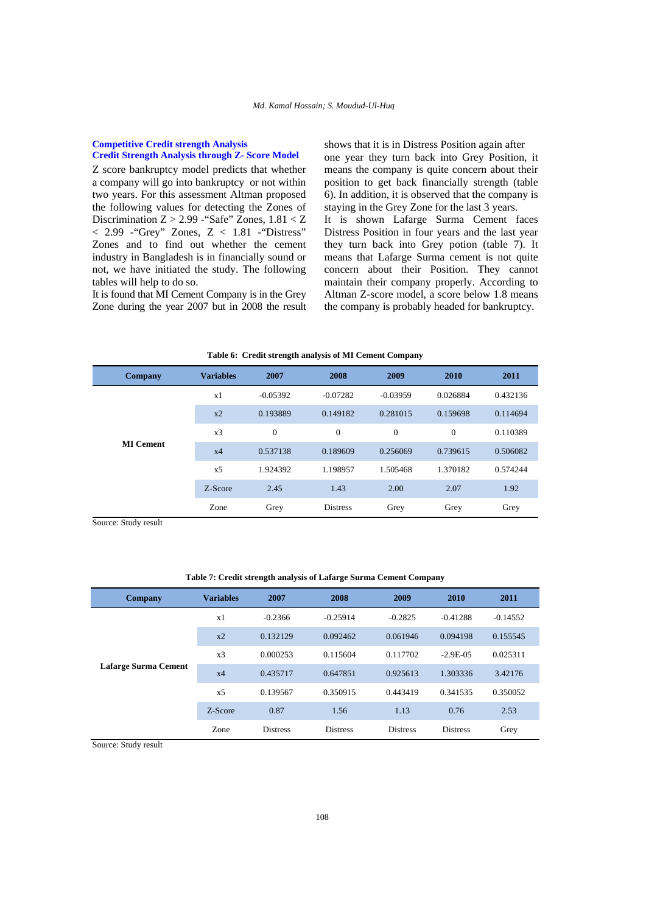### Competitive Credit strength Analysis

### Credit Strength Analysis through Z- Score Model

Z score bankruptcy model predicts that whether a company will go into bankruptcy or not within two years. For this assessment Altman proposed the following values for detecting the Zones of Discrimination Z > 2.99 -"Safe" Zones, 1.81 < Z < 2.99 -"Grey" Zones, Z < 1.81 -"Distress" Zones and to find out whether the cement industry in Bangladesh is in financially sound or not, we have initiated the study. The following tables will help to do so.

It is found that MI Cement Company is in the Grey Zone during the year 2007 but in 2008 the result shows that it is in Distress Position again after one year they turn back into Grey Position, it means the company is quite concern about their position to get back financially strength (table 6). In addition, it is observed that the company is staying in the Grey Zone for the last 3 years.

It is shown Lafarge Surma Cement faces Distress Position in four years and the last year they turn back into Grey potion (table 7). It means that Lafarge Surma cement is not quite concern about their Position. They cannot maintain their company properly. According to Altman Z-score model, a score below 1.8 means the company is probably headed for bankruptcy.

**Table 6: Credit strength analysis of MI Cement Company**

| Company | Variables | 2007 | 2008 | 2009 | 2010 | 2011 |
|---|---|---|---|---|---|---|
| MI Cement | x1 | -0.05392 | -0.07282 | -0.03959 | 0.026884 | 0.432136 |
| | x2 | 0.193889 | 0.149182 | 0.281015 | 0.159698 | 0.114694 |
| | x3 | 0 | 0 | 0 | 0 | 0.110389 |
| | x4 | 0.537138 | 0.189609 | 0.256069 | 0.739615 | 0.506082 |
| | x5 | 1.924392 | 1.198957 | 1.505468 | 1.370182 | 0.574244 |
| | Z-Score | 2.45 | 1.43 | 2.00 | 2.07 | 1.92 |
| | Zone | Grey | Distress | Grey | Grey | Grey |

Source: Study result

**Table 7: Credit strength analysis of Lafarge Surma Cement Company**

| Company | Variables | 2007 | 2008 | 2009 | 2010 | 2011 |
|---|---|---|---|---|---|---|
| Lafarge Surma Cement | x1 | -0.2366 | -0.25914 | -0.2825 | -0.41288 | -0.14552 |
| | x2 | 0.132129 | 0.092462 | 0.061946 | 0.094198 | 0.155545 |
| | x3 | 0.000253 | 0.115604 | 0.117702 | -2.9E-05 | 0.025311 |
| | x4 | 0.435717 | 0.647851 | 0.925613 | 1.303336 | 3.42176 |
| | x5 | 0.139567 | 0.350915 | 0.443419 | 0.341535 | 0.350052 |
| | Z-Score | 0.87 | 1.56 | 1.13 | 0.76 | 2.53 |
| | Zone | Distress | Distress | Distress | Distress | Grey |

Source: Study result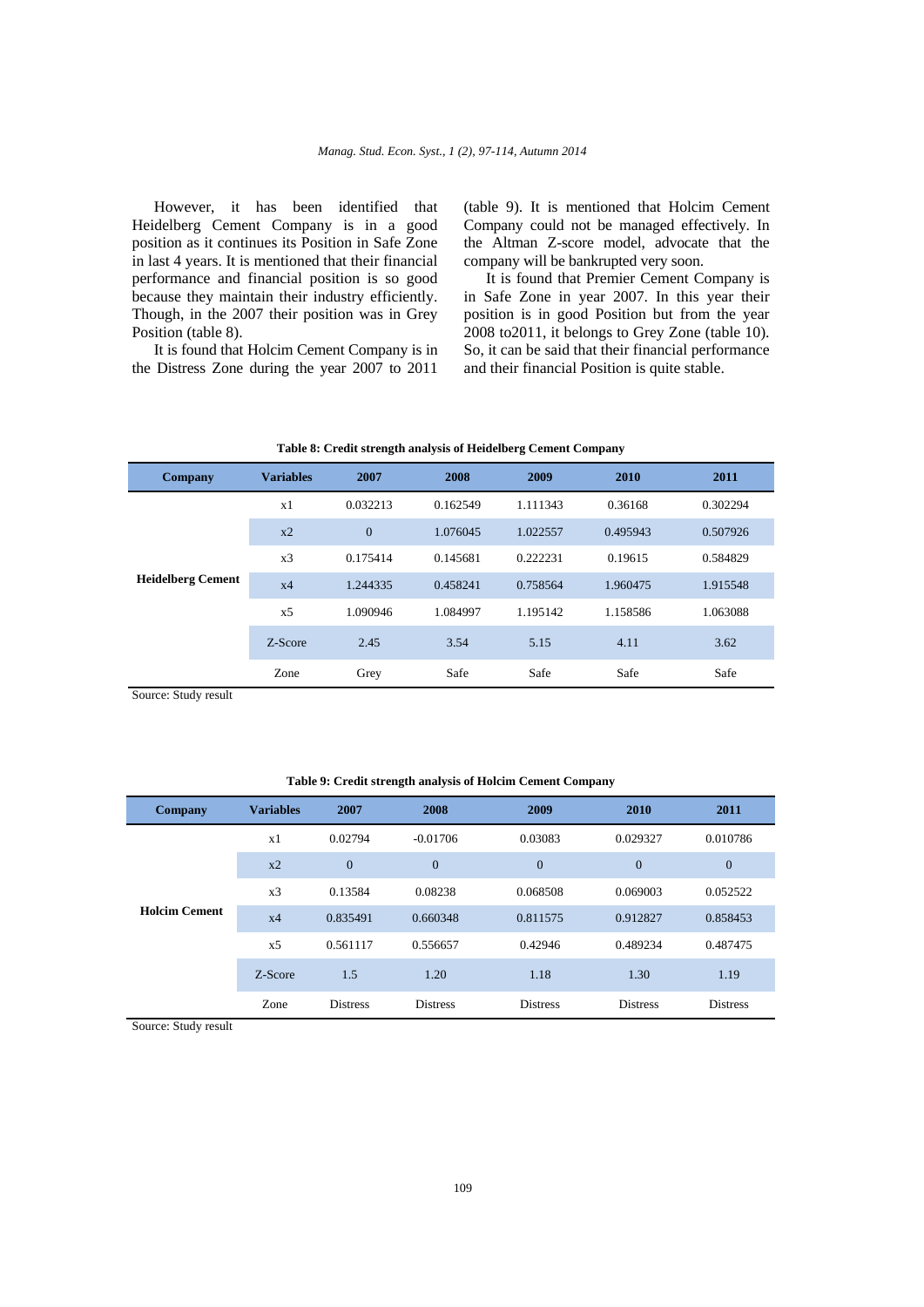However, it has been identified that Heidelberg Cement Company is in a good position as it continues its Position in Safe Zone in last 4 years. It is mentioned that their financial performance and financial position is so good because they maintain their industry efficiently. Though, in the 2007 their position was in Grey Position (table 8).

It is found that Holcim Cement Company is in the Distress Zone during the year 2007 to 2011 (table 9). It is mentioned that Holcim Cement Company could not be managed effectively. In the Altman Z-score model, advocate that the company will be bankrupted very soon.

It is found that Premier Cement Company is in Safe Zone in year 2007. In this year their position is in good Position but from the year 2008 to2011, it belongs to Grey Zone (table 10). So, it can be said that their financial performance and their financial Position is quite stable.

**Table 8: Credit strength analysis of Heidelberg Cement Company**

| Company | Variables | 2007 | 2008 | 2009 | 2010 | 2011 |
|---|---|---|---|---|---|---|
| Heidelberg Cement | x1 | 0.032213 | 0.162549 | 1.111343 | 0.36168 | 0.302294 |
| | x2 | 0 | 1.076045 | 1.022557 | 0.495943 | 0.507926 |
| | x3 | 0.175414 | 0.145681 | 0.222231 | 0.19615 | 0.584829 |
| | x4 | 1.244335 | 0.458241 | 0.758564 | 1.960475 | 1.915548 |
| | x5 | 1.090946 | 1.084997 | 1.195142 | 1.158586 | 1.063088 |
| | Z-Score | 2.45 | 3.54 | 5.15 | 4.11 | 3.62 |
| | Zone | Grey | Safe | Safe | Safe | Safe |

Source: Study result

**Table 9: Credit strength analysis of Holcim Cement Company**

| Company | Variables | 2007 | 2008 | 2009 | 2010 | 2011 |
|---|---|---|---|---|---|---|
| Holcim Cement | x1 | 0.02794 | -0.01706 | 0.03083 | 0.029327 | 0.010786 |
| | x2 | 0 | 0 | 0 | 0 | 0 |
| | x3 | 0.13584 | 0.08238 | 0.068508 | 0.069003 | 0.052522 |
| | x4 | 0.835491 | 0.660348 | 0.811575 | 0.912827 | 0.858453 |
| | x5 | 0.561117 | 0.556657 | 0.42946 | 0.489234 | 0.487475 |
| | Z-Score | 1.5 | 1.20 | 1.18 | 1.30 | 1.19 |
| | Zone | Distress | Distress | Distress | Distress | Distress |

Source: Study result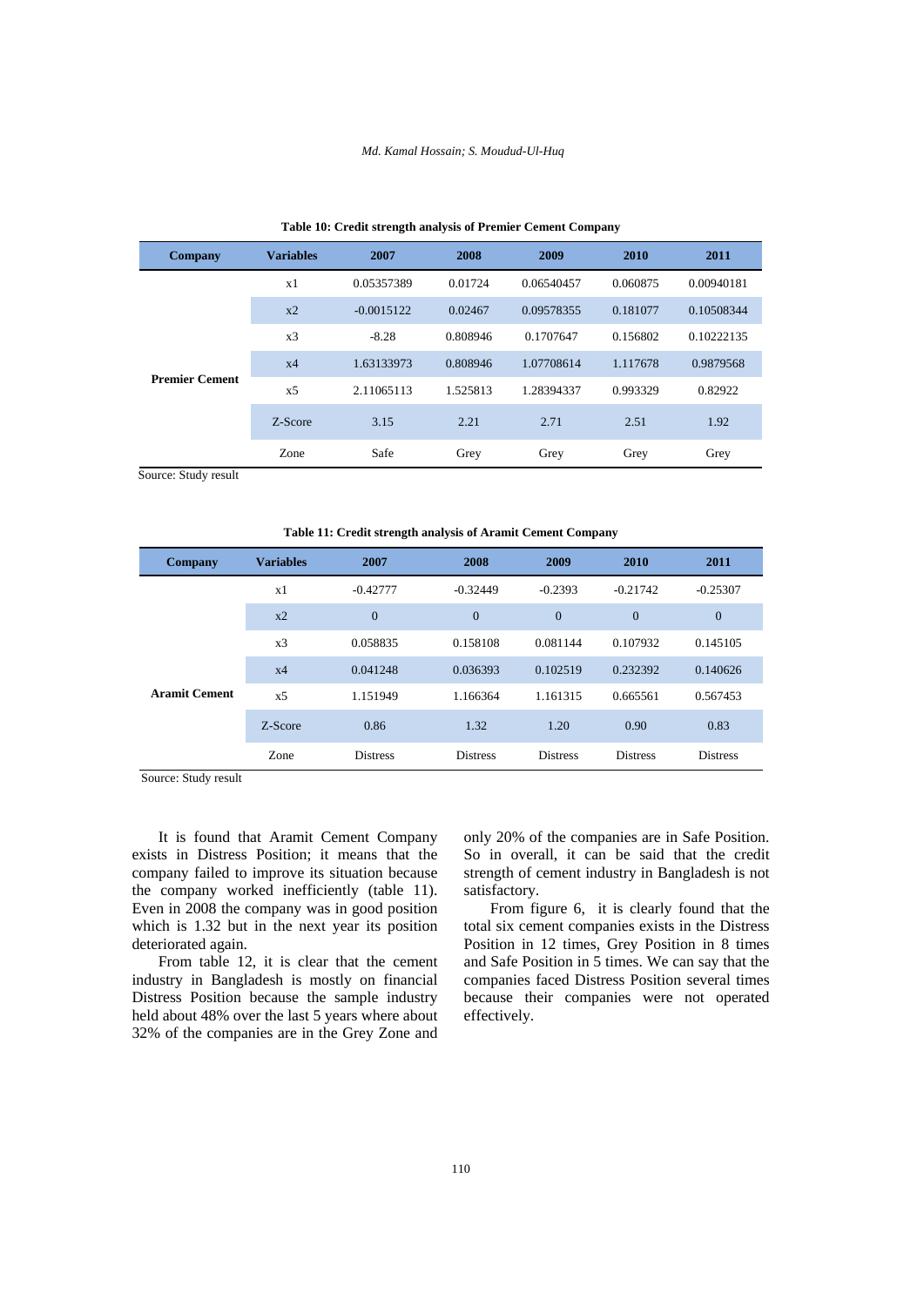**Table 10: Credit strength analysis of Premier Cement Company**

| Company | Variables | 2007 | 2008 | 2009 | 2010 | 2011 |
|---|---|---|---|---|---|---|
| Premier Cement | x1 | 0.05357389 | 0.01724 | 0.06540457 | 0.060875 | 0.00940181 |
| | x2 | -0.0015122 | 0.02467 | 0.09578355 | 0.181077 | 0.10508344 |
| | x3 | -8.28 | 0.808946 | 0.1707647 | 0.156802 | 0.10222135 |
| | x4 | 1.63133973 | 0.808946 | 1.07708614 | 1.117678 | 0.9879568 |
| | x5 | 2.11065113 | 1.525813 | 1.28394337 | 0.993329 | 0.82922 |
| | Z-Score | 3.15 | 2.21 | 2.71 | 2.51 | 1.92 |
| | Zone | Safe | Grey | Grey | Grey | Grey |

Source: Study result

**Table 11: Credit strength analysis of Aramit Cement Company**

| Company | Variables | 2007 | 2008 | 2009 | 2010 | 2011 |
|---|---|---|---|---|---|---|
| Aramit Cement | x1 | -0.42777 | -0.32449 | -0.2393 | -0.21742 | -0.25307 |
| | x2 | 0 | 0 | 0 | 0 | 0 |
| | x3 | 0.058835 | 0.158108 | 0.081144 | 0.107932 | 0.145105 |
| | x4 | 0.041248 | 0.036393 | 0.102519 | 0.232392 | 0.140626 |
| | x5 | 1.151949 | 1.166364 | 1.161315 | 0.665561 | 0.567453 |
| | Z-Score | 0.86 | 1.32 | 1.20 | 0.90 | 0.83 |
| | Zone | Distress | Distress | Distress | Distress | Distress |

Source: Study result

It is found that Aramit Cement Company exists in Distress Position; it means that the company failed to improve its situation because the company worked inefficiently (table 11). Even in 2008 the company was in good position which is 1.32 but in the next year its position deteriorated again.

From table 12, it is clear that the cement industry in Bangladesh is mostly on financial Distress Position because the sample industry held about 48% over the last 5 years where about 32% of the companies are in the Grey Zone and only 20% of the companies are in Safe Position. So in overall, it can be said that the credit strength of cement industry in Bangladesh is not satisfactory.

From figure 6, it is clearly found that the total six cement companies exists in the Distress Position in 12 times, Grey Position in 8 times and Safe Position in 5 times. We can say that the companies faced Distress Position several times because their companies were not operated effectively.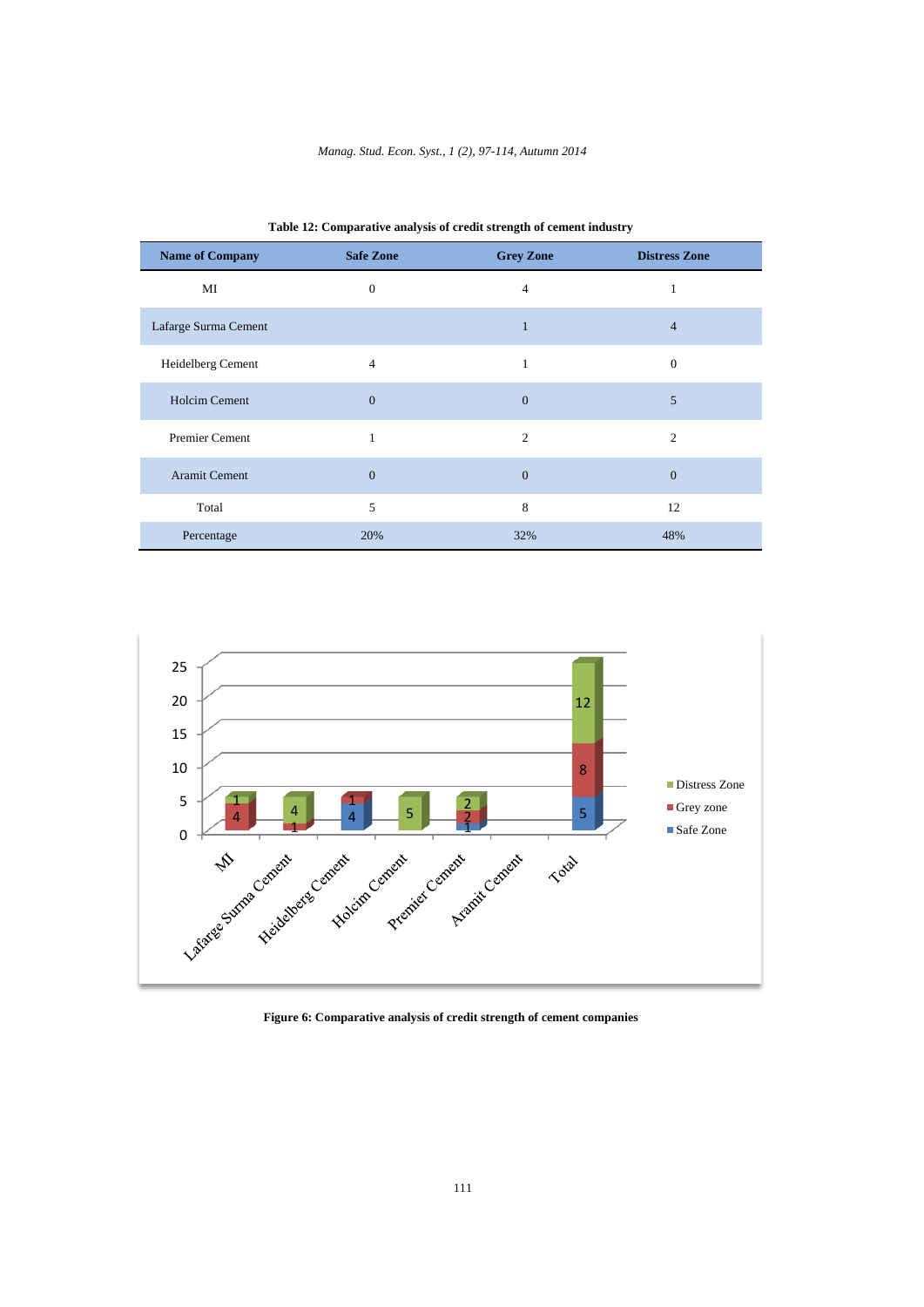**Table 12: Comparative analysis of credit strength of cement industry**

| Name of Company | Safe Zone | Grey Zone | Distress Zone |
|---|---|---|---|
| MI | 0 | 4 | 1 |
| Lafarge Surma Cement | | 1 | 4 |
| Heidelberg Cement | 4 | 1 | 0 |
| Holcim Cement | 0 | 0 | 5 |
| Premier Cement | 1 | 2 | 2 |
| Aramit Cement | 0 | 0 | 0 |
| Total | 5 | 8 | 12 |
| Percentage | 20% | 32% | 48% |

**Figure 6: Comparative analysis of credit strength of cement companies**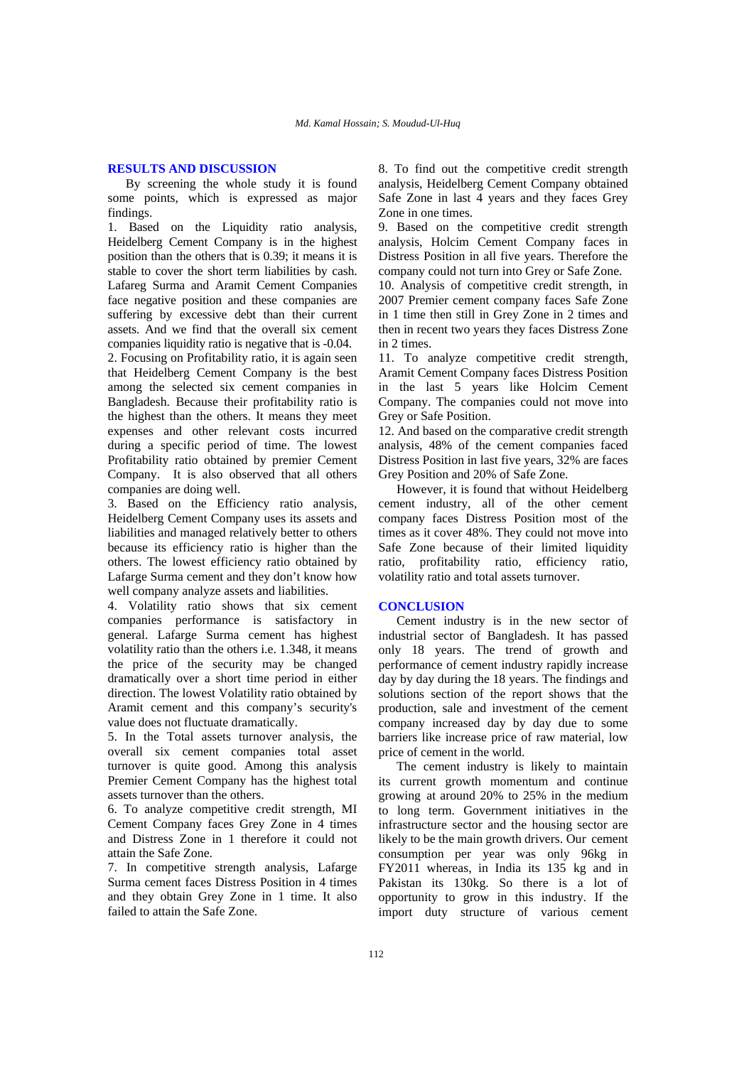## RESULTS AND DISCUSSION

By screening the whole study it is found some points, which is expressed as major findings.

1. Based on the Liquidity ratio analysis, Heidelberg Cement Company is in the highest position than the others that is 0.39; it means it is stable to cover the short term liabilities by cash. Lafareg Surma and Aramit Cement Companies face negative position and these companies are suffering by excessive debt than their current assets. And we find that the overall six cement companies liquidity ratio is negative that is -0.04.
2. Focusing on Profitability ratio, it is again seen that Heidelberg Cement Company is the best among the selected six cement companies in Bangladesh. Because their profitability ratio is the highest than the others. It means they meet expenses and other relevant costs incurred during a specific period of time. The lowest Profitability ratio obtained by premier Cement Company. It is also observed that all others companies are doing well.
3. Based on the Efficiency ratio analysis, Heidelberg Cement Company uses its assets and liabilities and managed relatively better to others because its efficiency ratio is higher than the others. The lowest efficiency ratio obtained by Lafarge Surma cement and they don't know how well company analyze assets and liabilities.
4. Volatility ratio shows that six cement companies performance is satisfactory in general. Lafarge Surma cement has highest volatility ratio than the others i.e. 1.348, it means the price of the security may be changed dramatically over a short time period in either direction. The lowest Volatility ratio obtained by Aramit cement and this company's security's value does not fluctuate dramatically.
5. In the Total assets turnover analysis, the overall six cement companies total asset turnover is quite good. Among this analysis Premier Cement Company has the highest total assets turnover than the others.
6. To analyze competitive credit strength, MI Cement Company faces Grey Zone in 4 times and Distress Zone in 1 therefore it could not attain the Safe Zone.
7. In competitive strength analysis, Lafarge Surma cement faces Distress Position in 4 times and they obtain Grey Zone in 1 time. It also failed to attain the Safe Zone.
8. To find out the competitive credit strength analysis, Heidelberg Cement Company obtained Safe Zone in last 4 years and they faces Grey Zone in one times.
9. Based on the competitive credit strength analysis, Holcim Cement Company faces in Distress Position in all five years. Therefore the company could not turn into Grey or Safe Zone.
10. Analysis of competitive credit strength, in 2007 Premier cement company faces Safe Zone in 1 time then still in Grey Zone in 2 times and then in recent two years they faces Distress Zone in 2 times.
11. To analyze competitive credit strength, Aramit Cement Company faces Distress Position in the last 5 years like Holcim Cement Company. The companies could not move into Grey or Safe Position.
12. And based on the comparative credit strength analysis, 48% of the cement companies faced Distress Position in last five years, 32% are faces Grey Position and 20% of Safe Zone.

However, it is found that without Heidelberg cement industry, all of the other cement company faces Distress Position most of the times as it cover 48%. They could not move into Safe Zone because of their limited liquidity ratio, profitability ratio, efficiency ratio, volatility ratio and total assets turnover.

## CONCLUSION

Cement industry is in the new sector of industrial sector of Bangladesh. It has passed only 18 years. The trend of growth and performance of cement industry rapidly increase day by day during the 18 years. The findings and solutions section of the report shows that the production, sale and investment of the cement company increased day by day due to some barriers like increase price of raw material, low price of cement in the world.

The cement industry is likely to maintain its current growth momentum and continue growing at around 20% to 25% in the medium to long term. Government initiatives in the infrastructure sector and the housing sector are likely to be the main growth drivers. Our cement consumption per year was only 96kg in FY2011 whereas, in India its 135 kg and in Pakistan its 130kg. So there is a lot of opportunity to grow in this industry. If the import duty structure of various cement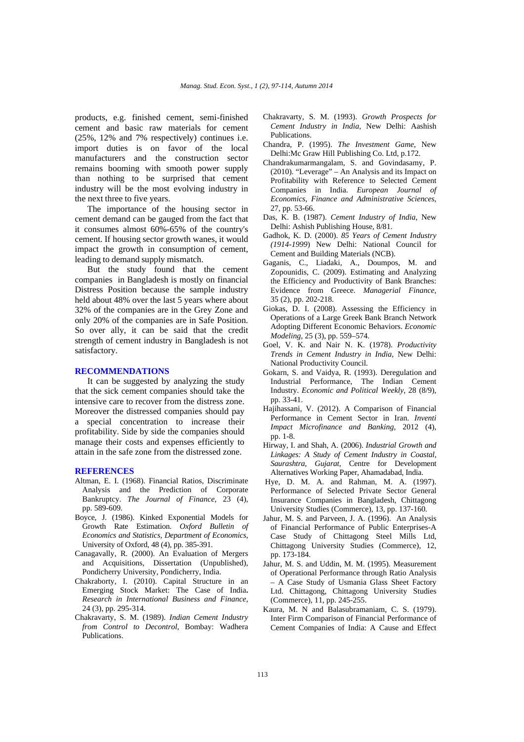products, e.g. finished cement, semi-finished cement and basic raw materials for cement (25%, 12% and 7% respectively) continues i.e. import duties is on favor of the local manufacturers and the construction sector remains booming with smooth power supply than nothing to be surprised that cement industry will be the most evolving industry in the next three to five years.

The importance of the housing sector in cement demand can be gauged from the fact that it consumes almost 60%-65% of the country's cement. If housing sector growth wanes, it would impact the growth in consumption of cement, leading to demand supply mismatch.

But the study found that the cement companies in Bangladesh is mostly on financial Distress Position because the sample industry held about 48% over the last 5 years where about 32% of the companies are in the Grey Zone and only 20% of the companies are in Safe Position. So over ally, it can be said that the credit strength of cement industry in Bangladesh is not satisfactory.

## RECOMMENDATIONS

It can be suggested by analyzing the study that the sick cement companies should take the intensive care to recover from the distress zone. Moreover the distressed companies should pay a special concentration to increase their profitability. Side by side the companies should manage their costs and expenses efficiently to attain in the safe zone from the distressed zone.

## REFERENCES

Altman, E. I. (1968). Financial Ratios, Discriminate Analysis and the Prediction of Corporate Bankruptcy. *The Journal of Finance*, 23 (4), pp. 589-609.

Boyce, J. (1986). Kinked Exponential Models for Growth Rate Estimation. *Oxford Bulletin of Economics and Statistics, Department of Economics*, University of Oxford, 48 (4), pp. 385-391.

Canagavally, R. (2000). An Evaluation of Mergers and Acquisitions, Dissertation (Unpublished), Pondicherry University, Pondicherry, India.

Chakraborty, I. (2010). Capital Structure in an Emerging Stock Market: The Case of India**.** *Research in International Business and Finance*, 24 (3), pp. 295-314.

Chakravarty, S. M. (1989). *Indian Cement Industry from Control to Decontrol*, Bombay: Wadhera Publications.

Chakravarty, S. M. (1993). *Growth Prospects for Cement Industry in India*, New Delhi: Aashish Publications.

Chandra, P. (1995). *The Investment Game*, New Delhi:Mc Graw Hill Publishing Co. Ltd, p.172.

Chandrakumarmangalam, S. and Govindasamy, P. (2010). "Leverage" – An Analysis and its Impact on Profitability with Reference to Selected Cement Companies in India. *European Journal of Economics, Finance and Administrative Sciences*, 27, pp. 53-66.

Das, K. B. (1987). *Cement Industry of India*, New Delhi: Ashish Publishing House, 8/81.

Gadhok, K. D. (2000). *85 Years of Cement Industry (1914-1999*) New Delhi: National Council for Cement and Building Materials (NCB).

Gaganis, C., Liadaki, A., Doumpos, M. and Zopounidis, C. (2009). Estimating and Analyzing the Efficiency and Productivity of Bank Branches: Evidence from Greece. *Managerial Finance*, 35 (2), pp. 202-218.

Giokas, D. I. (2008). Assessing the Efficiency in Operations of a Large Greek Bank Branch Network Adopting Different Economic Behaviors. *Economic Modeling*, 25 (3), pp. 559–574.

Goel, V. K. and Nair N. K. (1978). *Productivity Trends in Cement Industry in India*, New Delhi: National Productivity Council.

Gokarn, S. and Vaidya, R. (1993). Deregulation and Industrial Performance, The Indian Cement Industry. *Economic and Political Weekly*, 28 (8/9), pp. 33-41.

Hajihassani, V. (2012). A Comparison of Financial Performance in Cement Sector in Iran. *Inventi Impact Microfinance and Banking*, 2012 (4), pp. 1-8.

Hirway, I. and Shah, A. (2006). *Industrial Growth and Linkages: A Study of Cement Industry in Coastal, Saurashtra, Gujarat*, Centre for Development Alternatives Working Paper, Ahamadabad, India.

Hye, D. M. A. and Rahman, M. A. (1997). Performance of Selected Private Sector General Insurance Companies in Bangladesh, Chittagong University Studies (Commerce), 13, pp. 137-160.

Jahur, M. S. and Parveen, J. A. (1996). An Analysis of Financial Performance of Public Enterprises-A Case Study of Chittagong Steel Mills Ltd, Chittagong University Studies (Commerce), 12, pp. 173-184.

Jahur, M. S. and Uddin, M. M. (1995). Measurement of Operational Performance through Ratio Analysis – A Case Study of Usmania Glass Sheet Factory Ltd. Chittagong, Chittagong University Studies (Commerce), 11, pp. 245-255.

Kaura, M. N and Balasubramaniam, C. S. (1979). Inter Firm Comparison of Financial Performance of Cement Companies of India: A Cause and Effect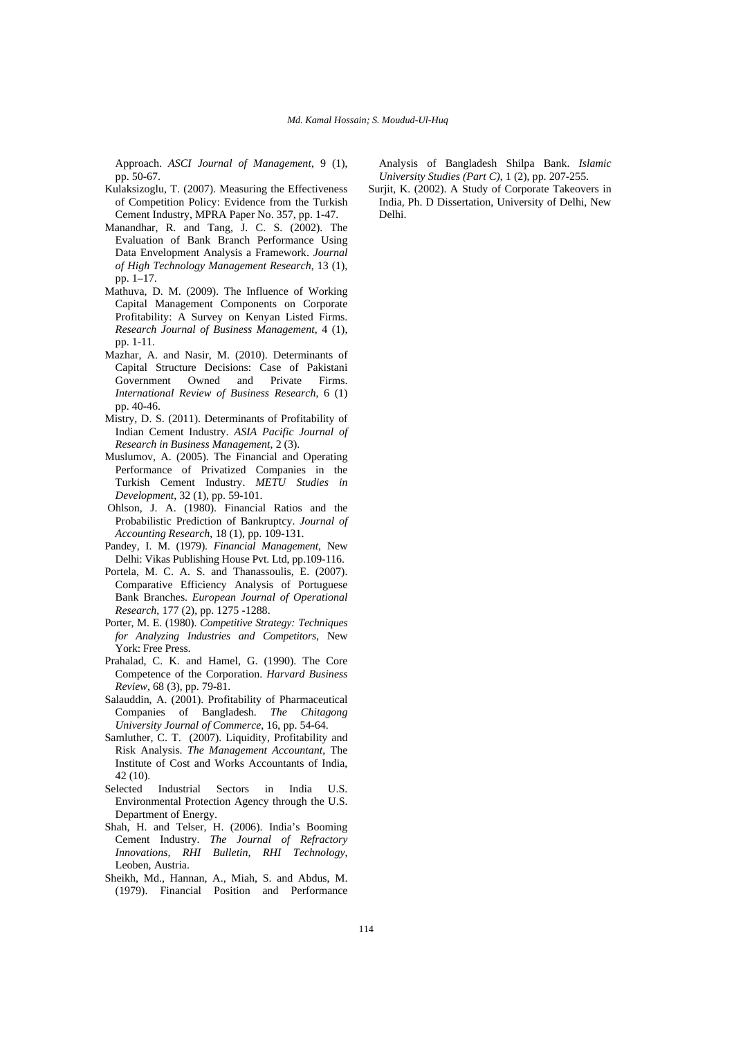Approach. *ASCI Journal of Management*, 9 (1), pp. 50-67.

Kulaksizoglu, T. (2007). Measuring the Effectiveness of Competition Policy: Evidence from the Turkish Cement Industry, MPRA Paper No. 357, pp. 1-47.

Manandhar, R. and Tang, J. C. S. (2002). The Evaluation of Bank Branch Performance Using Data Envelopment Analysis a Framework. *Journal of High Technology Management Research*, 13 (1), pp. 1–17.

Mathuva, D. M. (2009). The Influence of Working Capital Management Components on Corporate Profitability: A Survey on Kenyan Listed Firms. *Research Journal of Business Management*, 4 (1), pp. 1-11.

Mazhar, A. and Nasir, M. (2010). Determinants of Capital Structure Decisions: Case of Pakistani Government Owned and Private Firms. *International Review of Business Research*, 6 (1) pp. 40-46.

Mistry, D. S. (2011). Determinants of Profitability of Indian Cement Industry. *ASIA Pacific Journal of Research in Business Management*, 2 (3).

Muslumov, A. (2005). The Financial and Operating Performance of Privatized Companies in the Turkish Cement Industry. *METU Studies in Development*, 32 (1), pp. 59-101.

Ohlson, J. A. (1980). Financial Ratios and the Probabilistic Prediction of Bankruptcy. *Journal of Accounting Research*, 18 (1), pp. 109-131.

Pandey, I. M. (1979). *Financial Management*, New Delhi: Vikas Publishing House Pvt. Ltd, pp.109-116.

Portela, M. C. A. S. and Thanassoulis, E. (2007). Comparative Efficiency Analysis of Portuguese Bank Branches. *European Journal of Operational Research*, 177 (2), pp. 1275 -1288.

Porter, M. E. (1980). *Competitive Strategy: Techniques for Analyzing Industries and Competitors*, New York: Free Press.

Prahalad, C. K. and Hamel, G. (1990). The Core Competence of the Corporation. *Harvard Business Review*, 68 (3), pp. 79-81.

Salauddin, A. (2001). Profitability of Pharmaceutical Companies of Bangladesh. *The Chitagong University Journal of Commerce*, 16, pp. 54-64.

Samluther, C. T. (2007). Liquidity, Profitability and Risk Analysis. *The Management Accountant*, The Institute of Cost and Works Accountants of India, 42 (10).

Selected Industrial Sectors in India U.S. Environmental Protection Agency through the U.S. Department of Energy.

Shah, H. and Telser, H. (2006). India's Booming Cement Industry. *The Journal of Refractory Innovations, RHI Bulletin, RHI Technology*, Leoben, Austria.

Sheikh, Md., Hannan, A., Miah, S. and Abdus, M. (1979). Financial Position and Performance Analysis of Bangladesh Shilpa Bank. *Islamic University Studies (Part C)*, 1 (2), pp. 207-255.

Surjit, K. (2002). A Study of Corporate Takeovers in India, Ph. D Dissertation, University of Delhi, New Delhi.